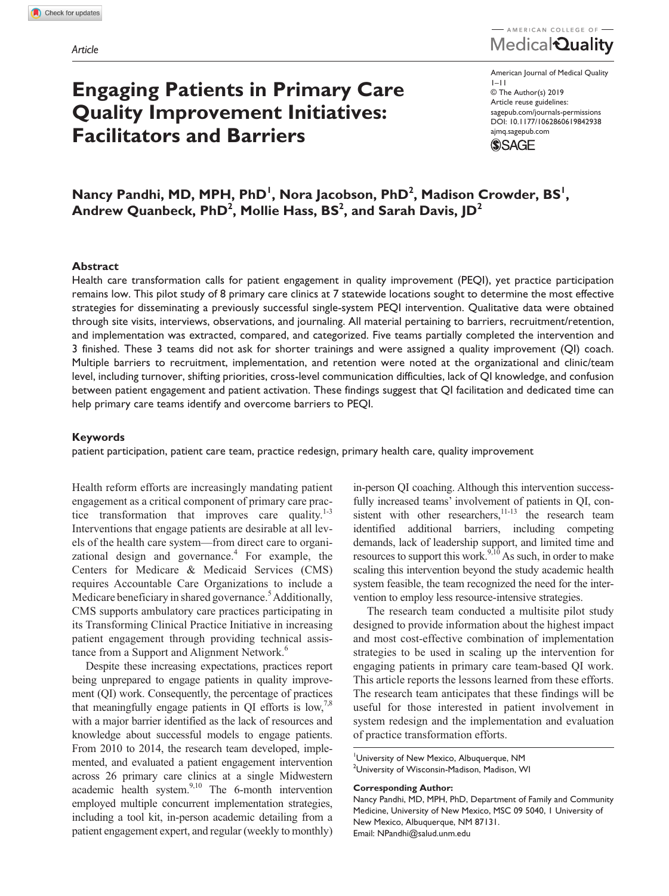Article

# Engaging Patients in Primary Care Quality Improvement Initiatives: Facilitators and Barriers

American Journal of Medical Quality
1–11
© The Author(s) 2019
Article reuse guidelines:
sagepub.com/journals-permissions
DOI: 10.1177/1062860619842938
ajmq.sagepub.com

**Nancy Pandhi, MD, MPH, PhD[1], Nora Jacobson, PhD[2], Madison Crowder, BS[1], Andrew Quanbeck, PhD[2], Mollie Hass, BS[2], and Sarah Davis, JD[2]**

## Abstract

Health care transformation calls for patient engagement in quality improvement (PEQI), yet practice participation remains low. This pilot study of 8 primary care clinics at 7 statewide locations sought to determine the most effective strategies for disseminating a previously successful single-system PEQI intervention. Qualitative data were obtained through site visits, interviews, observations, and journaling. All material pertaining to barriers, recruitment/retention, and implementation was extracted, compared, and categorized. Five teams partially completed the intervention and 3 finished. These 3 teams did not ask for shorter trainings and were assigned a quality improvement (QI) coach. Multiple barriers to recruitment, implementation, and retention were noted at the organizational and clinic/team level, including turnover, shifting priorities, cross-level communication difficulties, lack of QI knowledge, and confusion between patient engagement and patient activation. These findings suggest that QI facilitation and dedicated time can help primary care teams identify and overcome barriers to PEQI.

## Keywords

patient participation, patient care team, practice redesign, primary health care, quality improvement

Health reform efforts are increasingly mandating patient engagement as a critical component of primary care practice transformation that improves care quality.[1-3] Interventions that engage patients are desirable at all levels of the health care system—from direct care to organizational design and governance.[4] For example, the Centers for Medicare & Medicaid Services (CMS) requires Accountable Care Organizations to include a Medicare beneficiary in shared governance.[5] Additionally, CMS supports ambulatory care practices participating in its Transforming Clinical Practice Initiative in increasing patient engagement through providing technical assistance from a Support and Alignment Network.[6]

Despite these increasing expectations, practices report being unprepared to engage patients in quality improvement (QI) work. Consequently, the percentage of practices that meaningfully engage patients in QI efforts is low,[7,8] with a major barrier identified as the lack of resources and knowledge about successful models to engage patients. From 2010 to 2014, the research team developed, implemented, and evaluated a patient engagement intervention across 26 primary care clinics at a single Midwestern academic health system.[9,10] The 6-month intervention employed multiple concurrent implementation strategies, including a tool kit, in-person academic detailing from a patient engagement expert, and regular (weekly to monthly) in-person QI coaching. Although this intervention successfully increased teams' involvement of patients in QI, consistent with other researchers,[11-13] the research team identified additional barriers, including competing demands, lack of leadership support, and limited time and resources to support this work.[9,10] As such, in order to make scaling this intervention beyond the study academic health system feasible, the team recognized the need for the intervention to employ less resource-intensive strategies.

The research team conducted a multisite pilot study designed to provide information about the highest impact and most cost-effective combination of implementation strategies to be used in scaling up the intervention for engaging patients in primary care team-based QI work. This article reports the lessons learned from these efforts. The research team anticipates that these findings will be useful for those interested in patient involvement in system redesign and the implementation and evaluation of practice transformation efforts.

[1]University of New Mexico, Albuquerque, NM
[2]University of Wisconsin-Madison, Madison, WI

**Corresponding Author:**
Nancy Pandhi, MD, MPH, PhD, Department of Family and Community Medicine, University of New Mexico, MSC 09 5040, 1 University of New Mexico, Albuquerque, NM 87131.
Email: NPandhi@salud.unm.edu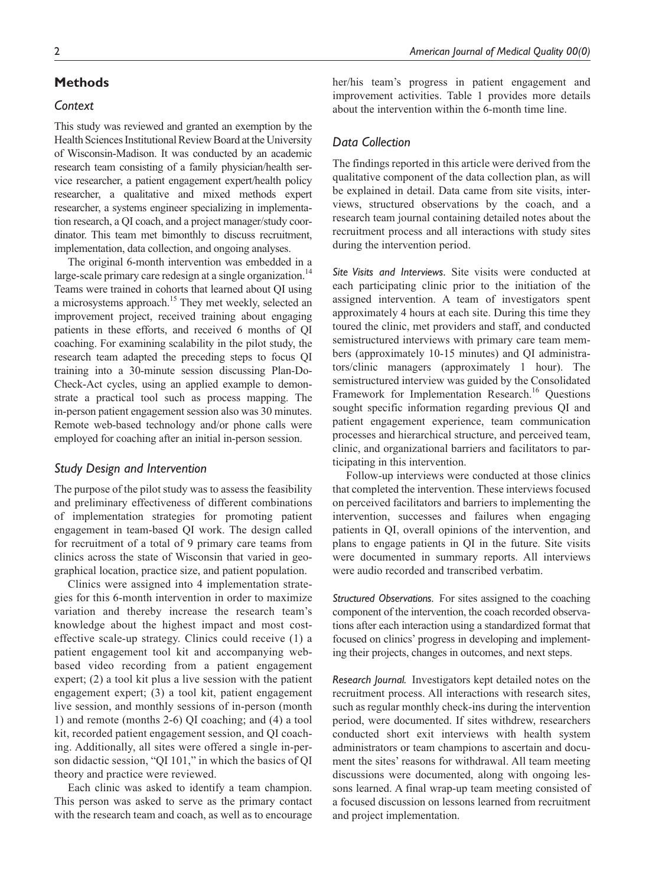## Methods

### Context

This study was reviewed and granted an exemption by the Health Sciences Institutional Review Board at the University of Wisconsin-Madison. It was conducted by an academic research team consisting of a family physician/health service researcher, a patient engagement expert/health policy researcher, a qualitative and mixed methods expert researcher, a systems engineer specializing in implementation research, a QI coach, and a project manager/study coordinator. This team met bimonthly to discuss recruitment, implementation, data collection, and ongoing analyses.

The original 6-month intervention was embedded in a large-scale primary care redesign at a single organization.[14] Teams were trained in cohorts that learned about QI using a microsystems approach.[15] They met weekly, selected an improvement project, received training about engaging patients in these efforts, and received 6 months of QI coaching. For examining scalability in the pilot study, the research team adapted the preceding steps to focus QI training into a 30-minute session discussing Plan-Do-Check-Act cycles, using an applied example to demonstrate a practical tool such as process mapping. The in-person patient engagement session also was 30 minutes. Remote web-based technology and/or phone calls were employed for coaching after an initial in-person session.

### Study Design and Intervention

The purpose of the pilot study was to assess the feasibility and preliminary effectiveness of different combinations of implementation strategies for promoting patient engagement in team-based QI work. The design called for recruitment of a total of 9 primary care teams from clinics across the state of Wisconsin that varied in geographical location, practice size, and patient population.

Clinics were assigned into 4 implementation strategies for this 6-month intervention in order to maximize variation and thereby increase the research team's knowledge about the highest impact and most cost-effective scale-up strategy. Clinics could receive (1) a patient engagement tool kit and accompanying web-based video recording from a patient engagement expert; (2) a tool kit plus a live session with the patient engagement expert; (3) a tool kit, patient engagement live session, and monthly sessions of in-person (month 1) and remote (months 2-6) QI coaching; and (4) a tool kit, recorded patient engagement session, and QI coaching. Additionally, all sites were offered a single in-person didactic session, "QI 101," in which the basics of QI theory and practice were reviewed.

Each clinic was asked to identify a team champion. This person was asked to serve as the primary contact with the research team and coach, as well as to encourage her/his team's progress in patient engagement and improvement activities. Table 1 provides more details about the intervention within the 6-month time line.

### Data Collection

The findings reported in this article were derived from the qualitative component of the data collection plan, as will be explained in detail. Data came from site visits, interviews, structured observations by the coach, and a research team journal containing detailed notes about the recruitment process and all interactions with study sites during the intervention period.

*Site Visits and Interviews.* Site visits were conducted at each participating clinic prior to the initiation of the assigned intervention. A team of investigators spent approximately 4 hours at each site. During this time they toured the clinic, met providers and staff, and conducted semistructured interviews with primary care team members (approximately 10-15 minutes) and QI administrators/clinic managers (approximately 1 hour). The semistructured interview was guided by the Consolidated Framework for Implementation Research.[16] Questions sought specific information regarding previous QI and patient engagement experience, team communication processes and hierarchical structure, and perceived team, clinic, and organizational barriers and facilitators to participating in this intervention.

Follow-up interviews were conducted at those clinics that completed the intervention. These interviews focused on perceived facilitators and barriers to implementing the intervention, successes and failures when engaging patients in QI, overall opinions of the intervention, and plans to engage patients in QI in the future. Site visits were documented in summary reports. All interviews were audio recorded and transcribed verbatim.

*Structured Observations.* For sites assigned to the coaching component of the intervention, the coach recorded observations after each interaction using a standardized format that focused on clinics' progress in developing and implementing their projects, changes in outcomes, and next steps.

*Research Journal.* Investigators kept detailed notes on the recruitment process. All interactions with research sites, such as regular monthly check-ins during the intervention period, were documented. If sites withdrew, researchers conducted short exit interviews with health system administrators or team champions to ascertain and document the sites' reasons for withdrawal. All team meeting discussions were documented, along with ongoing lessons learned. A final wrap-up team meeting consisted of a focused discussion on lessons learned from recruitment and project implementation.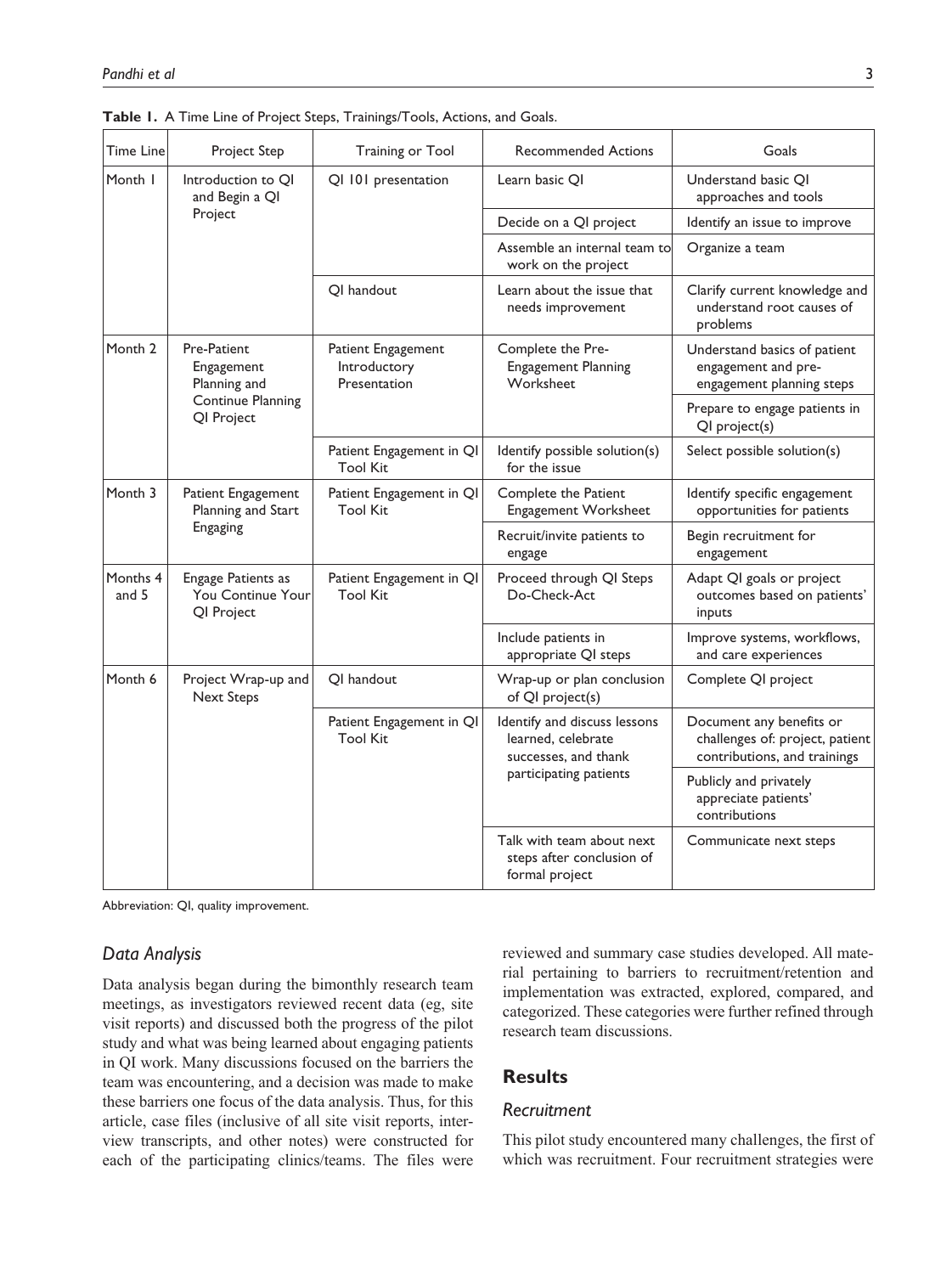**Table 1.** A Time Line of Project Steps, Trainings/Tools, Actions, and Goals.

| Time Line | Project Step | Training or Tool | Recommended Actions | Goals |
|---|---|---|---|---|
| Month 1 | Introduction to QI and Begin a QI Project | QI 101 presentation | Learn basic QI | Understand basic QI approaches and tools |
| | | | Decide on a QI project | Identify an issue to improve |
| | | | Assemble an internal team to work on the project | Organize a team |
| | | QI handout | Learn about the issue that needs improvement | Clarify current knowledge and understand root causes of problems |
| Month 2 | Pre-Patient Engagement Planning and Continue Planning QI Project | Patient Engagement Introductory Presentation | Complete the Pre-Engagement Planning Worksheet | Understand basics of patient engagement and pre-engagement planning steps |
| | | | | Prepare to engage patients in QI project(s) |
| | | Patient Engagement in QI Tool Kit | Identify possible solution(s) for the issue | Select possible solution(s) |
| Month 3 | Patient Engagement Planning and Start Engaging | Patient Engagement in QI Tool Kit | Complete the Patient Engagement Worksheet | Identify specific engagement opportunities for patients |
| | | | Recruit/invite patients to engage | Begin recruitment for engagement |
| Months 4 and 5 | Engage Patients as You Continue Your QI Project | Patient Engagement in QI Tool Kit | Proceed through QI Steps Do-Check-Act | Adapt QI goals or project outcomes based on patients' inputs |
| | | | Include patients in appropriate QI steps | Improve systems, workflows, and care experiences |
| Month 6 | Project Wrap-up and Next Steps | QI handout | Wrap-up or plan conclusion of QI project(s) | Complete QI project |
| | | Patient Engagement in QI Tool Kit | Identify and discuss lessons learned, celebrate successes, and thank participating patients | Document any benefits or challenges of: project, patient contributions, and trainings |
| | | | | Publicly and privately appreciate patients' contributions |
| | | | Talk with team about next steps after conclusion of formal project | Communicate next steps |

Abbreviation: QI, quality improvement.

### *Data Analysis*

Data analysis began during the bimonthly research team meetings, as investigators reviewed recent data (eg, site visit reports) and discussed both the progress of the pilot study and what was being learned about engaging patients in QI work. Many discussions focused on the barriers the team was encountering, and a decision was made to make these barriers one focus of the data analysis. Thus, for this article, case files (inclusive of all site visit reports, interview transcripts, and other notes) were constructed for each of the participating clinics/teams. The files were reviewed and summary case studies developed. All material pertaining to barriers to recruitment/retention and implementation was extracted, explored, compared, and categorized. These categories were further refined through research team discussions.

## Results

### *Recruitment*

This pilot study encountered many challenges, the first of which was recruitment. Four recruitment strategies were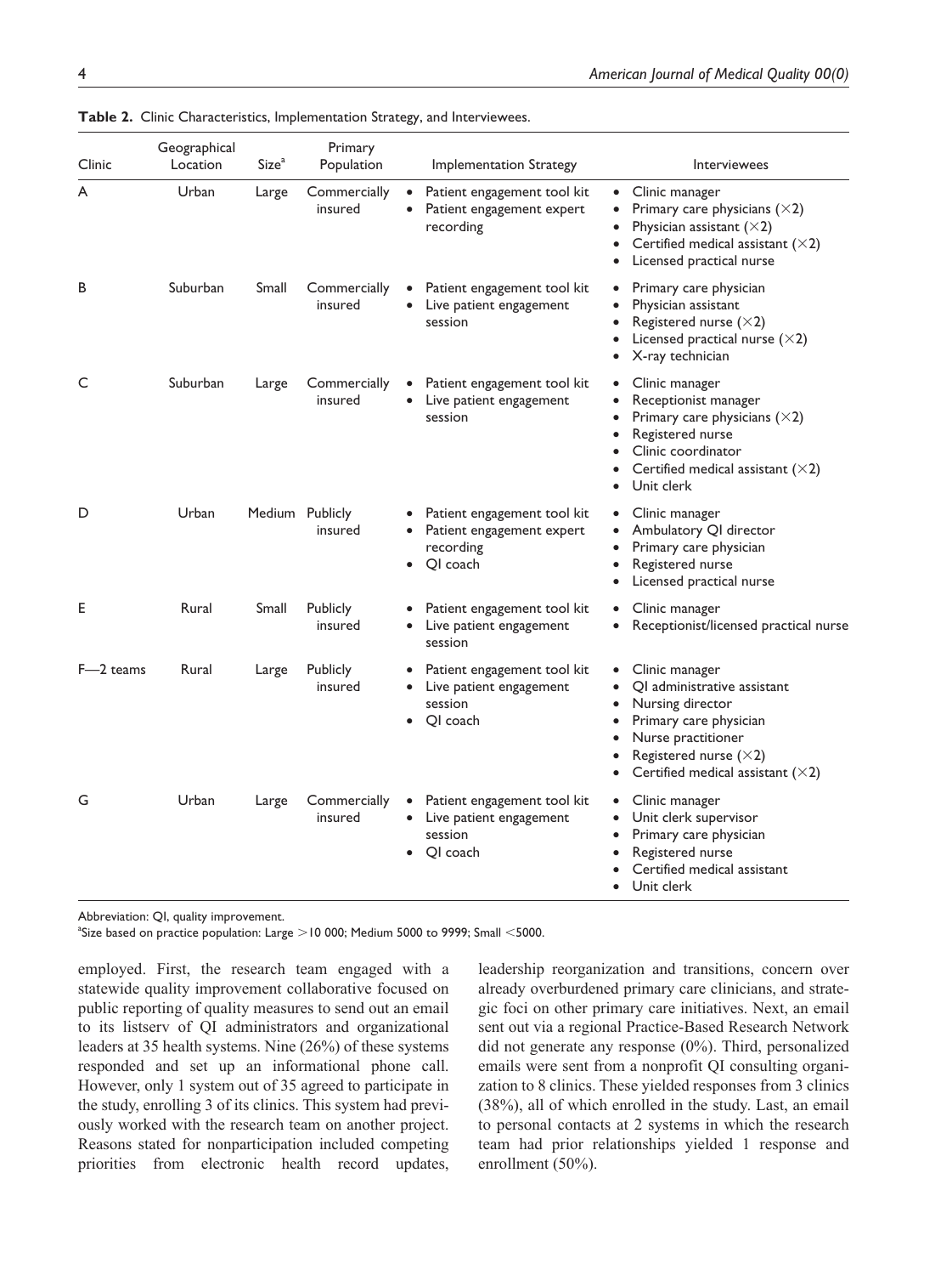**Table 2.** Clinic Characteristics, Implementation Strategy, and Interviewees.

| Clinic | Geographical Location | Size[a] | Primary Population | Implementation Strategy | Interviewees |
|---|---|---|---|---|---|
| A | Urban | Large | Commercially insured | • Patient engagement tool kit<br>• Patient engagement expert recording | • Clinic manager<br>• Primary care physicians (×2)<br>• Physician assistant (×2)<br>• Certified medical assistant (×2)<br>• Licensed practical nurse |
| B | Suburban | Small | Commercially insured | • Patient engagement tool kit<br>• Live patient engagement session | • Primary care physician<br>• Physician assistant<br>• Registered nurse (×2)<br>• Licensed practical nurse (×2)<br>• X-ray technician |
| C | Suburban | Large | Commercially insured | • Patient engagement tool kit<br>• Live patient engagement session | • Clinic manager<br>• Receptionist manager<br>• Primary care physicians (×2)<br>• Registered nurse<br>• Clinic coordinator<br>• Certified medical assistant (×2)<br>• Unit clerk |
| D | Urban | Medium | Publicly insured | • Patient engagement tool kit<br>• Patient engagement expert recording<br>• QI coach | • Clinic manager<br>• Ambulatory QI director<br>• Primary care physician<br>• Registered nurse<br>• Licensed practical nurse |
| E | Rural | Small | Publicly insured | • Patient engagement tool kit<br>• Live patient engagement session | • Clinic manager<br>• Receptionist/licensed practical nurse |
| F—2 teams | Rural | Large | Publicly insured | • Patient engagement tool kit<br>• Live patient engagement session<br>• QI coach | • Clinic manager<br>• QI administrative assistant<br>• Nursing director<br>• Primary care physician<br>• Nurse practitioner<br>• Registered nurse (×2)<br>• Certified medical assistant (×2) |
| G | Urban | Large | Commercially insured | • Patient engagement tool kit<br>• Live patient engagement session<br>• QI coach | • Clinic manager<br>• Unit clerk supervisor<br>• Primary care physician<br>• Registered nurse<br>• Certified medical assistant<br>• Unit clerk |

Abbreviation: QI, quality improvement.
[a]Size based on practice population: Large >10 000; Medium 5000 to 9999; Small <5000.

employed. First, the research team engaged with a statewide quality improvement collaborative focused on public reporting of quality measures to send out an email to its listserv of QI administrators and organizational leaders at 35 health systems. Nine (26%) of these systems responded and set up an informational phone call. However, only 1 system out of 35 agreed to participate in the study, enrolling 3 of its clinics. This system had previously worked with the research team on another project. Reasons stated for nonparticipation included competing priorities from electronic health record updates, leadership reorganization and transitions, concern over already overburdened primary care clinicians, and strategic foci on other primary care initiatives. Next, an email sent out via a regional Practice-Based Research Network did not generate any response (0%). Third, personalized emails were sent from a nonprofit QI consulting organization to 8 clinics. These yielded responses from 3 clinics (38%), all of which enrolled in the study. Last, an email to personal contacts at 2 systems in which the research team had prior relationships yielded 1 response and enrollment (50%).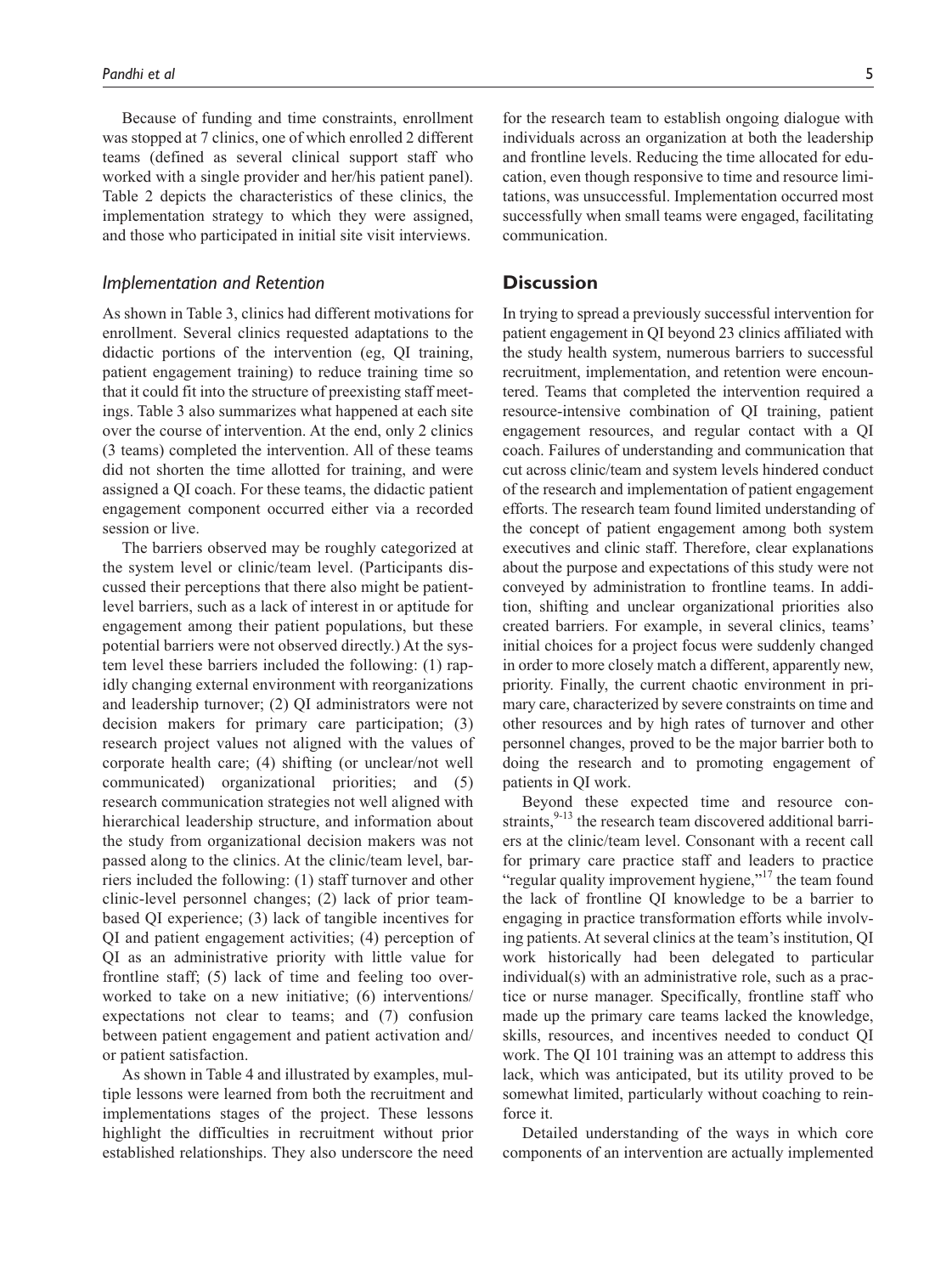Because of funding and time constraints, enrollment was stopped at 7 clinics, one of which enrolled 2 different teams (defined as several clinical support staff who worked with a single provider and her/his patient panel). Table 2 depicts the characteristics of these clinics, the implementation strategy to which they were assigned, and those who participated in initial site visit interviews.

### *Implementation and Retention*

As shown in Table 3, clinics had different motivations for enrollment. Several clinics requested adaptations to the didactic portions of the intervention (eg, QI training, patient engagement training) to reduce training time so that it could fit into the structure of preexisting staff meetings. Table 3 also summarizes what happened at each site over the course of intervention. At the end, only 2 clinics (3 teams) completed the intervention. All of these teams did not shorten the time allotted for training, and were assigned a QI coach. For these teams, the didactic patient engagement component occurred either via a recorded session or live.

The barriers observed may be roughly categorized at the system level or clinic/team level. (Participants discussed their perceptions that there also might be patient-level barriers, such as a lack of interest in or aptitude for engagement among their patient populations, but these potential barriers were not observed directly.) At the system level these barriers included the following: (1) rapidly changing external environment with reorganizations and leadership turnover; (2) QI administrators were not decision makers for primary care participation; (3) research project values not aligned with the values of corporate health care; (4) shifting (or unclear/not well communicated) organizational priorities; and (5) research communication strategies not well aligned with hierarchical leadership structure, and information about the study from organizational decision makers was not passed along to the clinics. At the clinic/team level, barriers included the following: (1) staff turnover and other clinic-level personnel changes; (2) lack of prior team-based QI experience; (3) lack of tangible incentives for QI and patient engagement activities; (4) perception of QI as an administrative priority with little value for frontline staff; (5) lack of time and feeling too overworked to take on a new initiative; (6) interventions/expectations not clear to teams; and (7) confusion between patient engagement and patient activation and/or patient satisfaction.

As shown in Table 4 and illustrated by examples, multiple lessons were learned from both the recruitment and implementations stages of the project. These lessons highlight the difficulties in recruitment without prior established relationships. They also underscore the need for the research team to establish ongoing dialogue with individuals across an organization at both the leadership and frontline levels. Reducing the time allocated for education, even though responsive to time and resource limitations, was unsuccessful. Implementation occurred most successfully when small teams were engaged, facilitating communication.

## Discussion

In trying to spread a previously successful intervention for patient engagement in QI beyond 23 clinics affiliated with the study health system, numerous barriers to successful recruitment, implementation, and retention were encountered. Teams that completed the intervention required a resource-intensive combination of QI training, patient engagement resources, and regular contact with a QI coach. Failures of understanding and communication that cut across clinic/team and system levels hindered conduct of the research and implementation of patient engagement efforts. The research team found limited understanding of the concept of patient engagement among both system executives and clinic staff. Therefore, clear explanations about the purpose and expectations of this study were not conveyed by administration to frontline teams. In addition, shifting and unclear organizational priorities also created barriers. For example, in several clinics, teams' initial choices for a project focus were suddenly changed in order to more closely match a different, apparently new, priority. Finally, the current chaotic environment in primary care, characterized by severe constraints on time and other resources and by high rates of turnover and other personnel changes, proved to be the major barrier both to doing the research and to promoting engagement of patients in QI work.

Beyond these expected time and resource constraints,[9-13] the research team discovered additional barriers at the clinic/team level. Consonant with a recent call for primary care practice staff and leaders to practice "regular quality improvement hygiene,"[17] the team found the lack of frontline QI knowledge to be a barrier to engaging in practice transformation efforts while involving patients. At several clinics at the team's institution, QI work historically had been delegated to particular individual(s) with an administrative role, such as a practice or nurse manager. Specifically, frontline staff who made up the primary care teams lacked the knowledge, skills, resources, and incentives needed to conduct QI work. The QI 101 training was an attempt to address this lack, which was anticipated, but its utility proved to be somewhat limited, particularly without coaching to reinforce it.

Detailed understanding of the ways in which core components of an intervention are actually implemented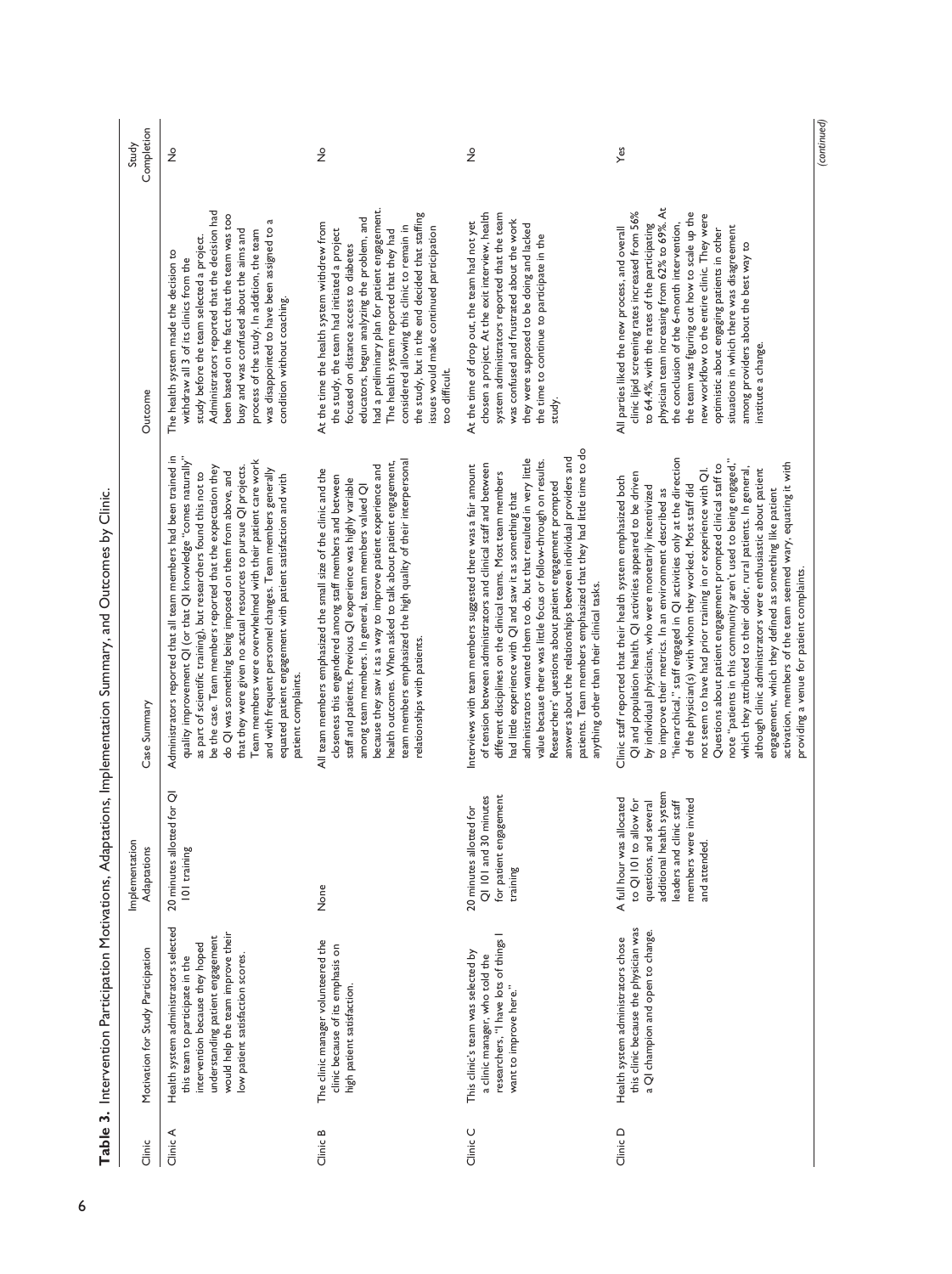**Table 3.** Intervention Participation Motivations, Adaptations, Implementation Summary, and Outcomes by Clinic.

| Clinic | Motivation for Study Participation | Implementation Adaptations | Case Summary | Outcome | Study Completion |
|---|---|---|---|---|---|
| Clinic A | Health system administrators selected this team to participate in the intervention because they hoped understanding patient engagement would help the team improve their low patient satisfaction scores. | 20 minutes allotted for QI 101 training | Administrators reported that all team members had been trained in quality improvement QI (or that QI knowledge "comes naturally" as part of scientific training), but researchers found this not to be the case. Team members reported that the expectation they do QI was something being imposed on them from above, and that they were given no actual resources to pursue QI projects. Team members were overwhelmed with their patient care work and with frequent personnel changes. Team members generally equated patient engagement with patient satisfaction and with patient complaints. | The health system made the decision to withdraw all 3 of its clinics from the study before the team selected a project. Administrators reported that the decision had been based on the fact that the team was too busy and was confused about the aims and process of the study. In addition, the team was disappointed to have been assigned to a condition without coaching. | No |
| Clinic B | The clinic manager volunteered the clinic because of its emphasis on high patient satisfaction. | None | All team members emphasized the small size of the clinic and the closeness this engendered among staff members and between staff and patients. Previous QI experience was highly variable among team members. In general, team members valued QI because they saw it as a way to improve patient experience and health outcomes. When asked to talk about patient engagement, team members emphasized the high quality of their interpersonal relationships with patients. | At the time the health system withdrew from the study, the team had initiated a project focused on distance access to diabetes educators, begun analyzing the problem, and had a preliminary plan for patient engagement. The health system reported that they had considered allowing this clinic to remain in the study, but in the end decided that staffing issues would make continued participation too difficult. | No |
| Clinic C | This clinic's team was selected by a clinic manager, who told the researchers, "I have lots of things I want to improve here." | 20 minutes allotted for QI 101 and 30 minutes for patient engagement training | Interviews with team members suggested there was a fair amount of tension between administrators and clinical staff and between different disciplines on the clinical teams. Most team members had little experience with QI and saw it as something that administrators wanted them to do, but that resulted in very little value because there was little focus or follow-through on results. Researchers' questions about patient engagement prompted answers about the relationships between individual providers and patients. Team members emphasized that they had little time to do anything other than their clinical tasks. | At the time of drop out, the team had not yet chosen a project. At the exit interview, health system administrators reported that the team was confused and frustrated about the work they were supposed to be doing and lacked the time to continue to participate in the study. | No |
| Clinic D | Health system administrators chose this clinic because the physician was a QI champion and open to change. | A full hour was allocated to QI 101 to allow for questions, and several additional health system leaders and clinic staff members were invited and attended. | Clinic staff reported that their health system emphasized both QI and population health. QI activities appeared to be driven by individual physicians, who were monetarily incentivized to improve their metrics. In an environment described as "hierarchical," staff engaged in QI activities only at the direction of the physician(s) with whom they worked. Most staff did not seem to have had prior training in or experience with QI. Questions about patient engagement prompted clinical staff to note "patients in this community aren't used to being engaged," which they attributed to their older, rural patients. In general, although clinic administrators were enthusiastic about patient engagement, which they defined as something like patient activation, members of the team seemed wary, equating it with providing a venue for patient complaints. | All parties liked the new process, and overall clinic lipid screening rates increased from 56% to 64.4%, with the rates of the participating physician team increasing from 62% to 69%. At the conclusion of the 6-month intervention, the team was figuring out how to scale up the new workflow to the entire clinic. They were optimistic about engaging patients in other situations in which there was disagreement among providers about the best way to institute a change. | Yes |

(continued)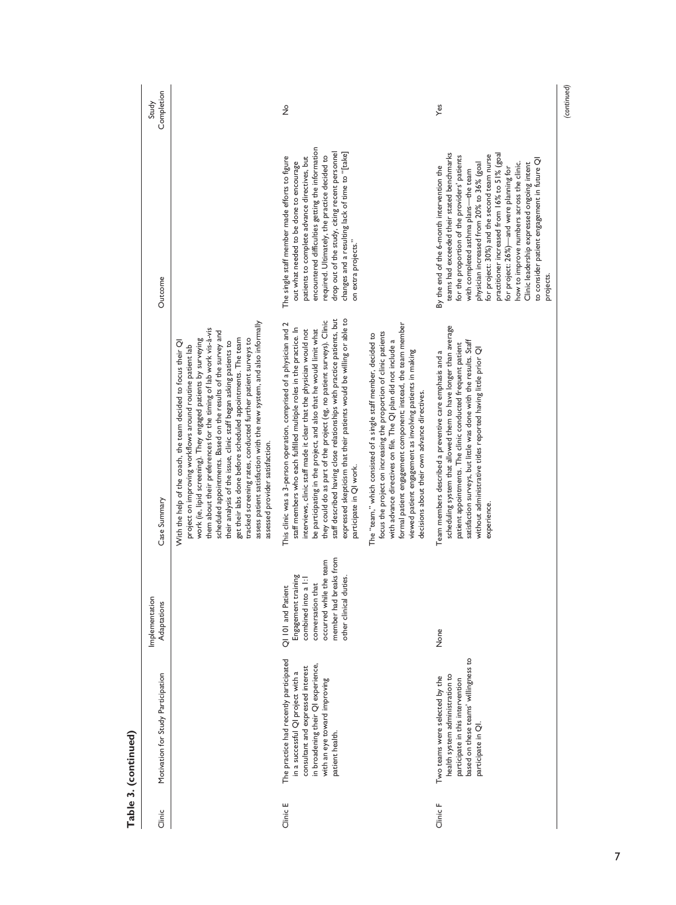**Table 3. (continued)**

| Clinic | Motivation for Study Participation | Implementation Adaptations | Case Summary | Outcome | Study Completion |
|---|---|---|---|---|---|
| | | | With the help of the coach, the team decided to focus their QI project on improving workflows around routine patient lab work (ie, lipid screening). They engaged patients by surveying them about their preferences for the timing of lab work vis-à-vis scheduled appointments. Based on the results of the survey and their analysis of the issue, clinic staff began asking patients to get their labs done before scheduled appointments. The team tracked screening rates, conducted further patient surveys to assess patient satisfaction with the new system, and also informally assessed provider satisfaction. | | |
| Clinic E | The practice had recently participated in a successful QI project with a consultant and expressed interest in broadening their QI experience, with an eye toward improving patient health. | QI 101 and Patient Engagement training combined into a 1:1 conversation that occurred while the team member had breaks from other clinical duties. | This clinic was a 3-person operation, comprised of a physician and 2 staff members who each fulfilled multiple roles in the practice. In interviews, clinic staff made it clear that the physician would not be participating in the project, and also that he would limit what they could do as part of the project (eg, no patient surveys). Clinic staff described having close relationships with practice patients, but expressed skepticism that their patients would be willing or able to participate in QI work.<br><br>The "team," which consisted of a single staff member, decided to focus the project on increasing the proportion of clinic patients with advance directives on file. The QI plan did not include a formal patient engagement component; instead, the team member viewed patient engagement as involving patients in making decisions about their own advance directives. | The single staff member made efforts to figure out what needed to be done to encourage patients to complete advance directives, but encountered difficulties getting the information required. Ultimately, the practice decided to drop out of the study, citing recent personnel changes and a resulting lack of time to "[take] on extra projects." | No |
| Clinic F | Two teams were selected by the health system administration to participate in this intervention based on these teams' willingness to participate in QI. | None | Team members described a preventive care emphasis and a scheduling system that allowed them to have longer than average patient appointments. The clinic conducted frequent patient satisfaction surveys, but little was done with the results. Staff without administrative titles reported having little prior QI experience. | By the end of the 6-month intervention the teams had exceeded their stated benchmarks for the proportion of the providers' patients with completed asthma plans—the team physician increased from 20% to 36% (goal for project: 30%) and the second team nurse practitioner increased from 16% to 51% (goal for project: 26%)—and were planning for how to improve numbers across the clinic. Clinic leadership expressed ongoing intent to consider patient engagement in future QI projects. | Yes |

*(continued)*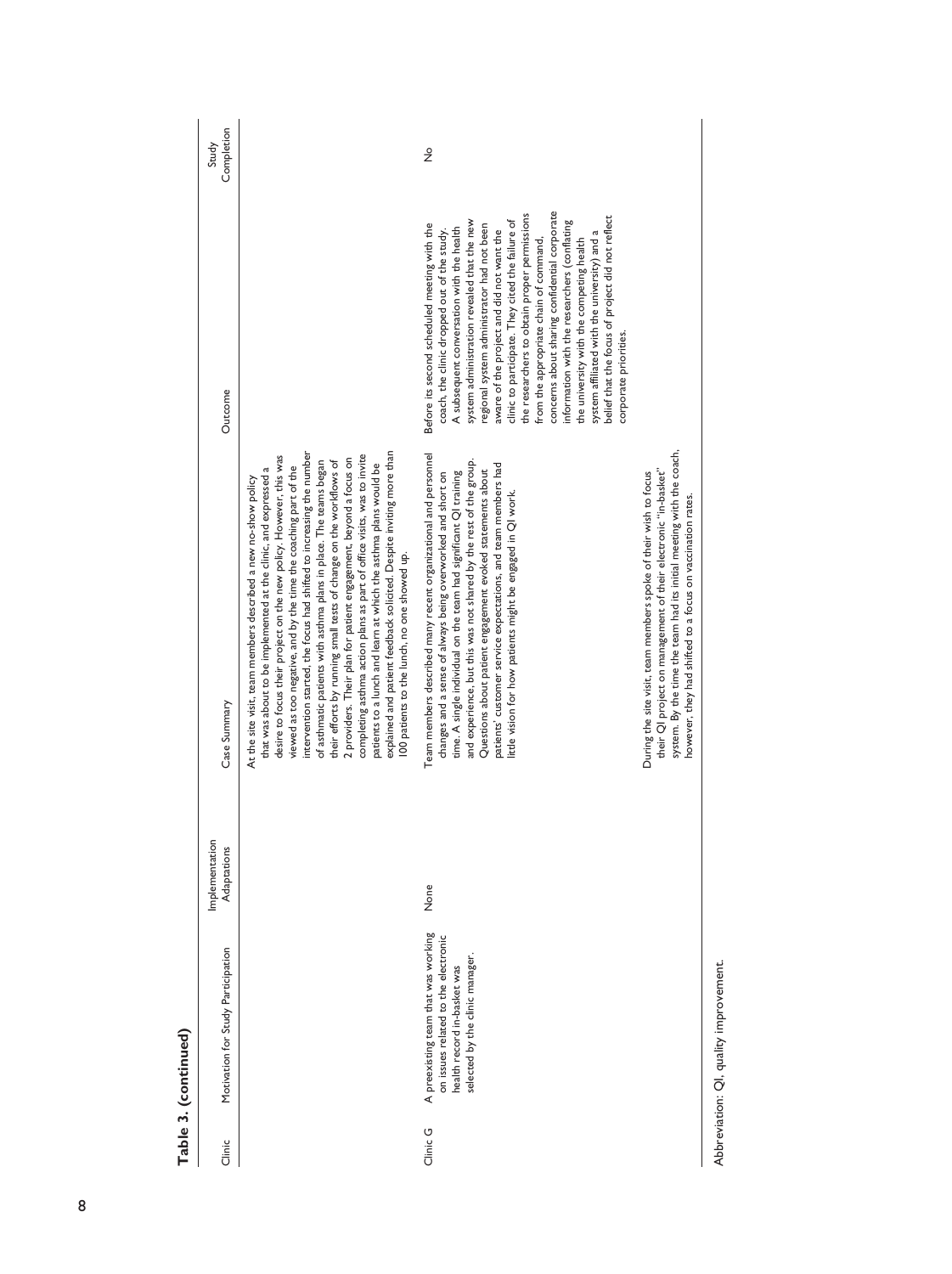**Table 3. (continued)**

| Clinic | Motivation for Study Participation | Implementation Adaptations | Case Summary | Outcome | Study Completion |
|---|---|---|---|---|---|
| | | | At the site visit, team members described a new no-show policy that was about to be implemented at the clinic, and expressed a desire to focus their project on the new policy. However, this was viewed as too negative, and by the time the coaching part of the intervention started, the focus had shifted to increasing the number of asthmatic patients with asthma plans in place. The teams began their efforts by running small tests of change on the workflows of 2 providers. Their plan for patient engagement, beyond a focus on completing asthma action plans as part of office visits, was to invite patients to a lunch and learn at which the asthma plans would be explained and patient feedback solicited. Despite inviting more than 100 patients to the lunch, no one showed up. | | |
| Clinic G | A preexisting team that was working on issues related to the electronic health record in-basket was selected by the clinic manager. | None | Team members described many recent organizational and personnel changes and a sense of always being overworked and short on time. A single individual on the team had significant QI training and experience, but this was not shared by the rest of the group. Questions about patient engagement evoked statements about patients' customer service expectations, and team members had little vision for how patients might be engaged in QI work.<br><br>During the site visit, team members spoke of their wish to focus their QI project on management of their electronic "in-basket" system. By the time the team had its initial meeting with the coach, however, they had shifted to a focus on vaccination rates. | Before its second scheduled meeting with the coach, the clinic dropped out of the study. A subsequent conversation with the health system administration revealed that the new regional system administrator had not been aware of the project and did not want the clinic to participate. They cited the failure of the researchers to obtain proper permissions from the appropriate chain of command, concerns about sharing confidential corporate information with the researchers (conflating the university with the competing health system affiliated with the university) and a belief that the focus of project did not reflect corporate priorities. | No |

Abbreviation: QI, quality improvement.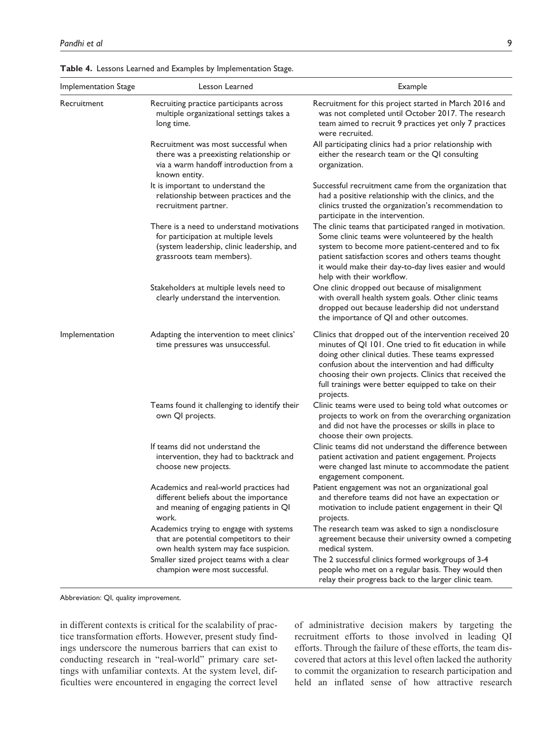**Table 4.** Lessons Learned and Examples by Implementation Stage.

| Implementation Stage | Lesson Learned | Example |
|---|---|---|
| Recruitment | Recruiting practice participants across multiple organizational settings takes a long time. | Recruitment for this project started in March 2016 and was not completed until October 2017. The research team aimed to recruit 9 practices yet only 7 practices were recruited. |
| | Recruitment was most successful when there was a preexisting relationship or via a warm handoff introduction from a known entity. | All participating clinics had a prior relationship with either the research team or the QI consulting organization. |
| | It is important to understand the relationship between practices and the recruitment partner. | Successful recruitment came from the organization that had a positive relationship with the clinics, and the clinics trusted the organization's recommendation to participate in the intervention. |
| | There is a need to understand motivations for participation at multiple levels (system leadership, clinic leadership, and grassroots team members). | The clinic teams that participated ranged in motivation. Some clinic teams were volunteered by the health system to become more patient-centered and to fix patient satisfaction scores and others teams thought it would make their day-to-day lives easier and would help with their workflow. |
| | Stakeholders at multiple levels need to clearly understand the intervention. | One clinic dropped out because of misalignment with overall health system goals. Other clinic teams dropped out because leadership did not understand the importance of QI and other outcomes. |
| Implementation | Adapting the intervention to meet clinics' time pressures was unsuccessful. | Clinics that dropped out of the intervention received 20 minutes of QI 101. One tried to fit education in while doing other clinical duties. These teams expressed confusion about the intervention and had difficulty choosing their own projects. Clinics that received the full trainings were better equipped to take on their projects. |
| | Teams found it challenging to identify their own QI projects. | Clinic teams were used to being told what outcomes or projects to work on from the overarching organization and did not have the processes or skills in place to choose their own projects. |
| | If teams did not understand the intervention, they had to backtrack and choose new projects. | Clinic teams did not understand the difference between patient activation and patient engagement. Projects were changed last minute to accommodate the patient engagement component. |
| | Academics and real-world practices had different beliefs about the importance and meaning of engaging patients in QI work. | Patient engagement was not an organizational goal and therefore teams did not have an expectation or motivation to include patient engagement in their QI projects. |
| | Academics trying to engage with systems that are potential competitors to their own health system may face suspicion. | The research team was asked to sign a nondisclosure agreement because their university owned a competing medical system. |
| | Smaller sized project teams with a clear champion were most successful. | The 2 successful clinics formed workgroups of 3-4 people who met on a regular basis. They would then relay their progress back to the larger clinic team. |

Abbreviation: QI, quality improvement.

in different contexts is critical for the scalability of practice transformation efforts. However, present study findings underscore the numerous barriers that can exist to conducting research in "real-world" primary care settings with unfamiliar contexts. At the system level, difficulties were encountered in engaging the correct level of administrative decision makers by targeting the recruitment efforts to those involved in leading QI efforts. Through the failure of these efforts, the team discovered that actors at this level often lacked the authority to commit the organization to research participation and held an inflated sense of how attractive research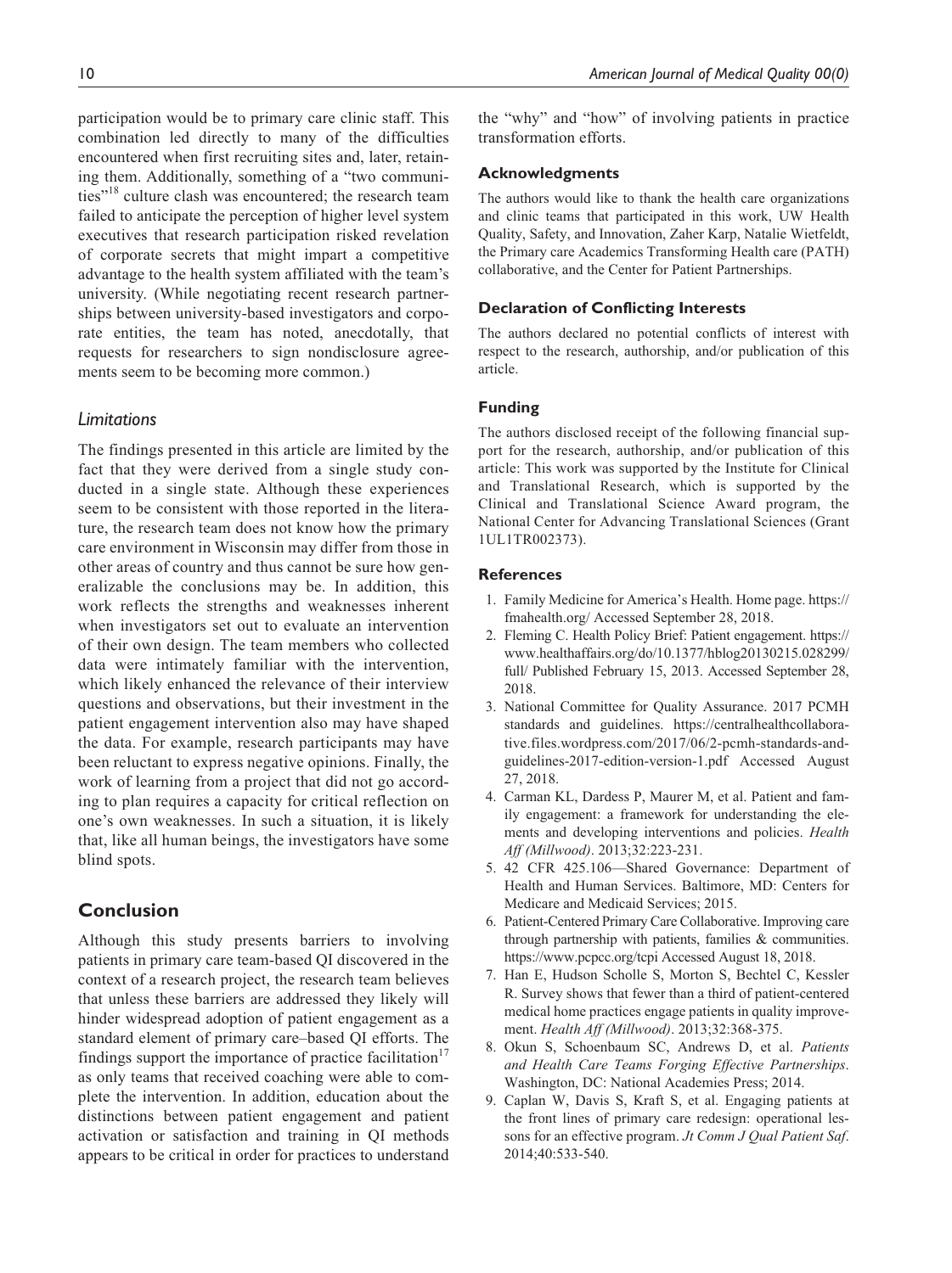participation would be to primary care clinic staff. This combination led directly to many of the difficulties encountered when first recruiting sites and, later, retaining them. Additionally, something of a "two communities"[18] culture clash was encountered; the research team failed to anticipate the perception of higher level system executives that research participation risked revelation of corporate secrets that might impart a competitive advantage to the health system affiliated with the team's university. (While negotiating recent research partnerships between university-based investigators and corporate entities, the team has noted, anecdotally, that requests for researchers to sign nondisclosure agreements seem to be becoming more common.)

### *Limitations*

The findings presented in this article are limited by the fact that they were derived from a single study conducted in a single state. Although these experiences seem to be consistent with those reported in the literature, the research team does not know how the primary care environment in Wisconsin may differ from those in other areas of country and thus cannot be sure how generalizable the conclusions may be. In addition, this work reflects the strengths and weaknesses inherent when investigators set out to evaluate an intervention of their own design. The team members who collected data were intimately familiar with the intervention, which likely enhanced the relevance of their interview questions and observations, but their investment in the patient engagement intervention also may have shaped the data. For example, research participants may have been reluctant to express negative opinions. Finally, the work of learning from a project that did not go according to plan requires a capacity for critical reflection on one's own weaknesses. In such a situation, it is likely that, like all human beings, the investigators have some blind spots.

## Conclusion

Although this study presents barriers to involving patients in primary care team-based QI discovered in the context of a research project, the research team believes that unless these barriers are addressed they likely will hinder widespread adoption of patient engagement as a standard element of primary care–based QI efforts. The findings support the importance of practice facilitation[17] as only teams that received coaching were able to complete the intervention. In addition, education about the distinctions between patient engagement and patient activation or satisfaction and training in QI methods appears to be critical in order for practices to understand the "why" and "how" of involving patients in practice transformation efforts.

### Acknowledgments

The authors would like to thank the health care organizations and clinic teams that participated in this work, UW Health Quality, Safety, and Innovation, Zaher Karp, Natalie Wietfeldt, the Primary care Academics Transforming Health care (PATH) collaborative, and the Center for Patient Partnerships.

### Declaration of Conflicting Interests

The authors declared no potential conflicts of interest with respect to the research, authorship, and/or publication of this article.

### Funding

The authors disclosed receipt of the following financial support for the research, authorship, and/or publication of this article: This work was supported by the Institute for Clinical and Translational Research, which is supported by the Clinical and Translational Science Award program, the National Center for Advancing Translational Sciences (Grant 1UL1TR002373).

### References

1. Family Medicine for America's Health. Home page. https://fmahealth.org/ Accessed September 28, 2018.
2. Fleming C. Health Policy Brief: Patient engagement. https://www.healthaffairs.org/do/10.1377/hblog20130215.028299/full/ Published February 15, 2013. Accessed September 28, 2018.
3. National Committee for Quality Assurance. 2017 PCMH standards and guidelines. https://centralhealthcollaborative.files.wordpress.com/2017/06/2-pcmh-standards-and-guidelines-2017-edition-version-1.pdf Accessed August 27, 2018.
4. Carman KL, Dardess P, Maurer M, et al. Patient and family engagement: a framework for understanding the elements and developing interventions and policies. *Health Aff (Millwood)*. 2013;32:223-231.
5. 42 CFR 425.106—Shared Governance: Department of Health and Human Services. Baltimore, MD: Centers for Medicare and Medicaid Services; 2015.
6. Patient-Centered Primary Care Collaborative. Improving care through partnership with patients, families & communities. https://www.pcpcc.org/tcpi Accessed August 18, 2018.
7. Han E, Hudson Scholle S, Morton S, Bechtel C, Kessler R. Survey shows that fewer than a third of patient-centered medical home practices engage patients in quality improvement. *Health Aff (Millwood)*. 2013;32:368-375.
8. Okun S, Schoenbaum SC, Andrews D, et al. *Patients and Health Care Teams Forging Effective Partnerships*. Washington, DC: National Academies Press; 2014.
9. Caplan W, Davis S, Kraft S, et al. Engaging patients at the front lines of primary care redesign: operational lessons for an effective program. *Jt Comm J Qual Patient Saf*. 2014;40:533-540.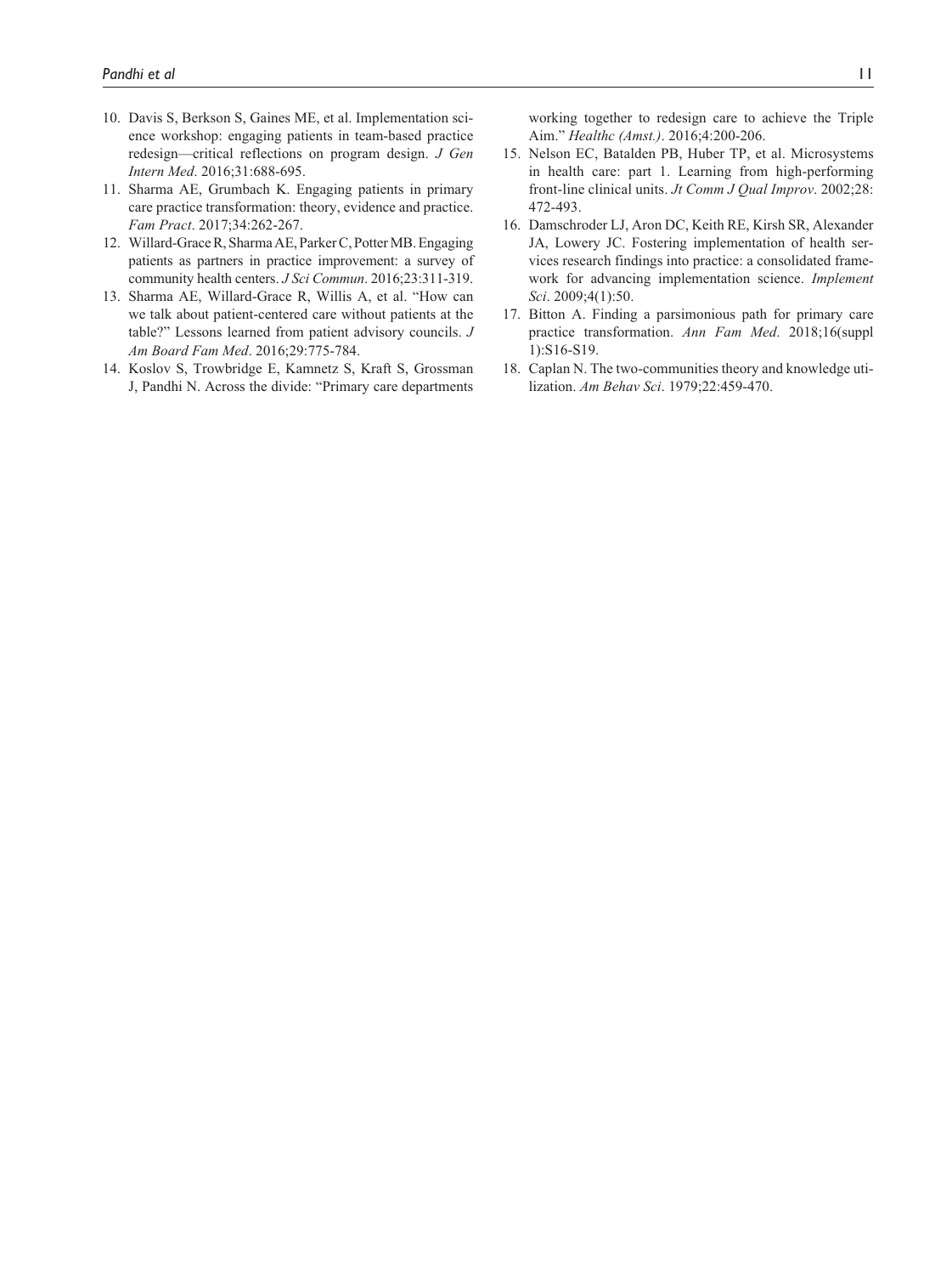10. Davis S, Berkson S, Gaines ME, et al. Implementation science workshop: engaging patients in team-based practice redesign—critical reflections on program design. *J Gen Intern Med*. 2016;31:688-695.
11. Sharma AE, Grumbach K. Engaging patients in primary care practice transformation: theory, evidence and practice. *Fam Pract*. 2017;34:262-267.
12. Willard-Grace R, Sharma AE, Parker C, Potter MB. Engaging patients as partners in practice improvement: a survey of community health centers. *J Sci Commun*. 2016;23:311-319.
13. Sharma AE, Willard-Grace R, Willis A, et al. "How can we talk about patient-centered care without patients at the table?" Lessons learned from patient advisory councils. *J Am Board Fam Med*. 2016;29:775-784.
14. Koslov S, Trowbridge E, Kamnetz S, Kraft S, Grossman J, Pandhi N. Across the divide: "Primary care departments working together to redesign care to achieve the Triple Aim." *Healthc (Amst.)*. 2016;4:200-206.
15. Nelson EC, Batalden PB, Huber TP, et al. Microsystems in health care: part 1. Learning from high-performing front-line clinical units. *Jt Comm J Qual Improv*. 2002;28:472-493.
16. Damschroder LJ, Aron DC, Keith RE, Kirsh SR, Alexander JA, Lowery JC. Fostering implementation of health services research findings into practice: a consolidated framework for advancing implementation science. *Implement Sci*. 2009;4(1):50.
17. Bitton A. Finding a parsimonious path for primary care practice transformation. *Ann Fam Med*. 2018;16(suppl 1):S16-S19.
18. Caplan N. The two-communities theory and knowledge utilization. *Am Behav Sci*. 1979;22:459-470.